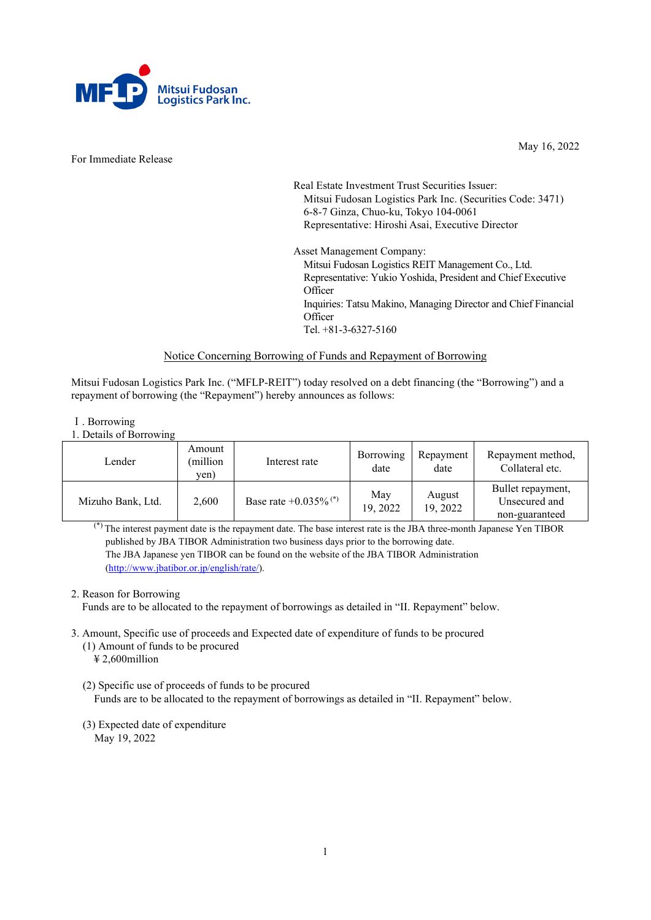Mitsui Fudosan Logistics Park Inc.

May 16, 2022

For Immediate Release

Real Estate Investment Trust Securities Issuer:
Mitsui Fudosan Logistics Park Inc. (Securities Code: 3471)
6-8-7 Ginza, Chuo-ku, Tokyo 104-0061
Representative: Hiroshi Asai, Executive Director

Asset Management Company:
Mitsui Fudosan Logistics REIT Management Co., Ltd.
Representative: Yukio Yoshida, President and Chief Executive Officer
Inquiries: Tatsu Makino, Managing Director and Chief Financial Officer
Tel. +81-3-6327-5160

## Notice Concerning Borrowing of Funds and Repayment of Borrowing

Mitsui Fudosan Logistics Park Inc. ("MFLP-REIT") today resolved on a debt financing (the "Borrowing") and a repayment of borrowing (the "Repayment") hereby announces as follows:

### Ⅰ. Borrowing

1. Details of Borrowing

| Lender | Amount (million yen) | Interest rate | Borrowing date | Repayment date | Repayment method, Collateral etc. |
|---|---|---|---|---|---|
| Mizuho Bank, Ltd. | 2,600 | Base rate +0.035% (*) | May 19, 2022 | August 19, 2022 | Bullet repayment, Unsecured and non-guaranteed |

(*) The interest payment date is the repayment date. The base interest rate is the JBA three-month Japanese Yen TIBOR published by JBA TIBOR Administration two business days prior to the borrowing date.
The JBA Japanese yen TIBOR can be found on the website of the JBA TIBOR Administration (http://www.jbatibor.or.jp/english/rate/).

2. Reason for Borrowing
   Funds are to be allocated to the repayment of borrowings as detailed in "II. Repayment" below.

3. Amount, Specific use of proceeds and Expected date of expenditure of funds to be procured
   (1) Amount of funds to be procured
   ¥2,600million

   (2) Specific use of proceeds of funds to be procured
   Funds are to be allocated to the repayment of borrowings as detailed in "II. Repayment" below.

   (3) Expected date of expenditure
   May 19, 2022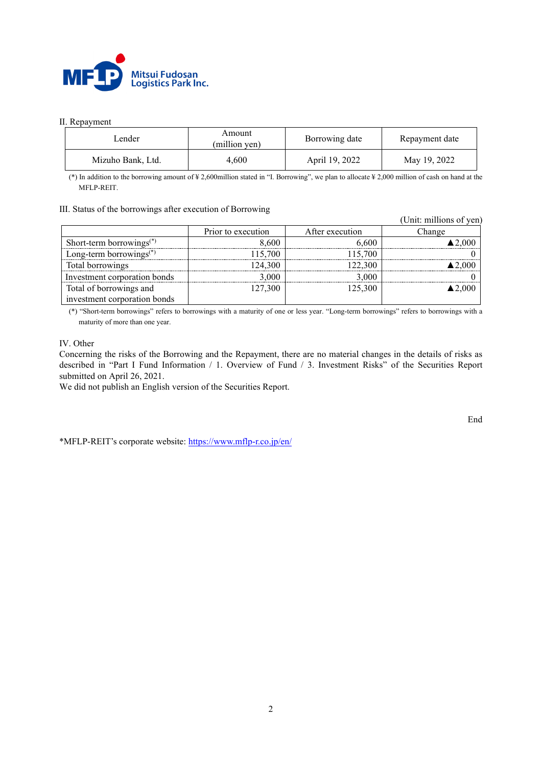II. Repayment

| Lender | Amount (million yen) | Borrowing date | Repayment date |
|---|---|---|---|
| Mizuho Bank, Ltd. | 4,600 | April 19, 2022 | May 19, 2022 |

(*) In addition to the borrowing amount of ¥ 2,600million stated in "I. Borrowing", we plan to allocate ¥ 2,000 million of cash on hand at the MFLP-REIT.

III. Status of the borrowings after execution of Borrowing

(Unit: millions of yen)

| | Prior to execution | After execution | Change |
|---|---|---|---|
| Short-term borrowings(*) | 8,600 | 6,600 | ▲2,000 |
| Long-term borrowings(*) | 115,700 | 115,700 | 0 |
| Total borrowings | 124,300 | 122,300 | ▲2,000 |
| Investment corporation bonds | 3,000 | 3,000 | 0 |
| Total of borrowings and investment corporation bonds | 127,300 | 125,300 | ▲2,000 |

(*) "Short-term borrowings" refers to borrowings with a maturity of one or less year. "Long-term borrowings" refers to borrowings with a maturity of more than one year.

IV. Other

Concerning the risks of the Borrowing and the Repayment, there are no material changes in the details of risks as described in "Part I Fund Information / 1. Overview of Fund / 3. Investment Risks" of the Securities Report submitted on April 26, 2021.

We did not publish an English version of the Securities Report.

End

*MFLP-REIT's corporate website: https://www.mflp-r.co.jp/en/